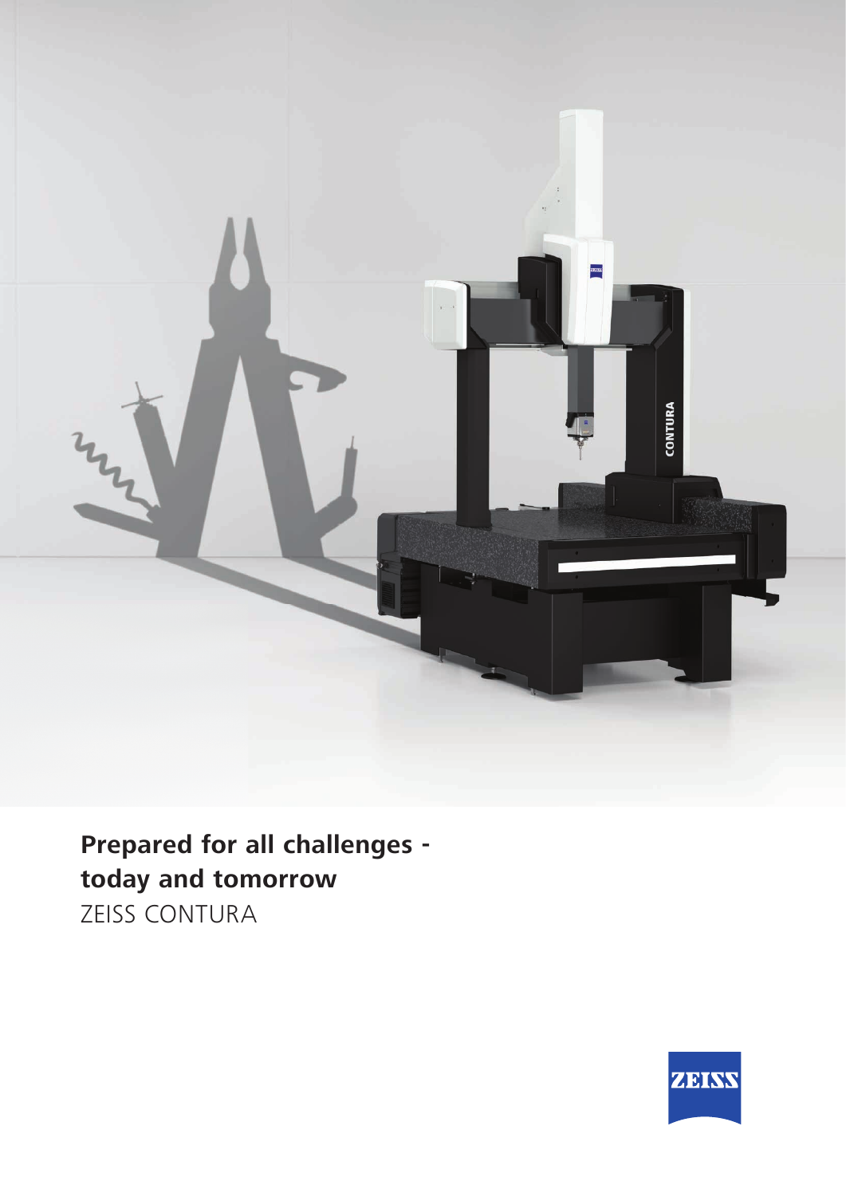# Prepared for all challenges - today and tomorrow

ZEISS CONTURA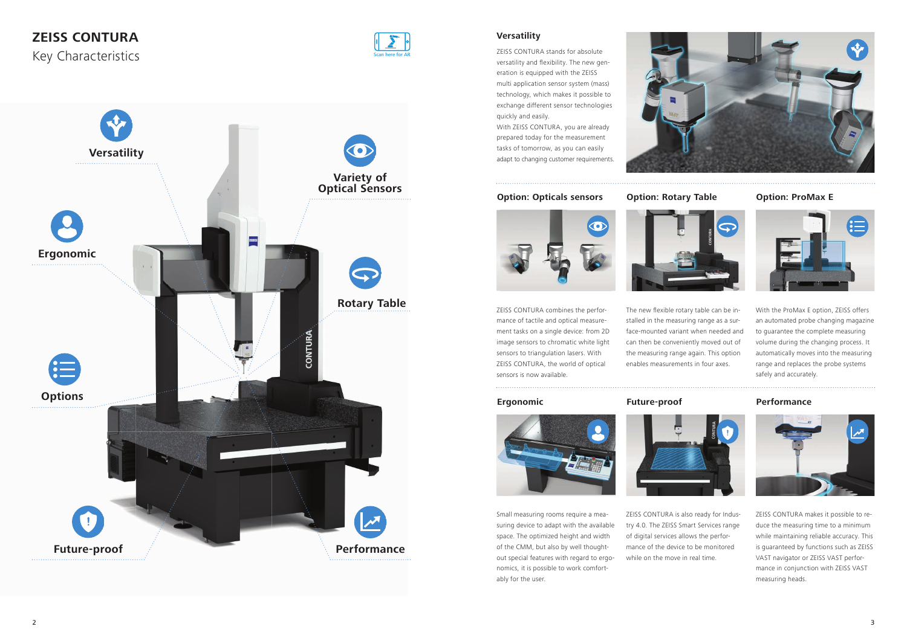# ZEISS CONTURA

Key Characteristics

Scan here for AR

Versatility

Variety of Optical Sensors

Ergonomic

Rotary Table

Options

Future-proof

Performance

## Versatility

ZEISS CONTURA stands for absolute versatility and flexibility. The new generation is equipped with the ZEISS multi application sensor system (mass) technology, which makes it possible to exchange different sensor technologies quickly and easily.
With ZEISS CONTURA, you are already prepared today for the measurement tasks of tomorrow, as you can easily adapt to changing customer requirements.

## Option: Opticals sensors

ZEISS CONTURA combines the performance of tactile and optical measurement tasks on a single device: from 2D image sensors to chromatic white light sensors to triangulation lasers. With ZEISS CONTURA, the world of optical sensors is now available.

## Option: Rotary Table

The new flexible rotary table can be installed in the measuring range as a surface-mounted variant when needed and can then be conveniently moved out of the measuring range again. This option enables measurements in four axes.

## Option: ProMax E

With the ProMax E option, ZEISS offers an automated probe changing magazine to guarantee the complete measuring volume during the changing process. It automatically moves into the measuring range and replaces the probe systems safely and accurately.

## Ergonomic

Small measuring rooms require a measuring device to adapt with the available space. The optimized height and width of the CMM, but also by well thought-out special features with regard to ergonomics, it is possible to work comfortably for the user.

## Future-proof

ZEISS CONTURA is also ready for Industry 4.0. The ZEISS Smart Services range of digital services allows the performance of the device to be monitored while on the move in real time.

## Performance

ZEISS CONTURA makes it possible to reduce the measuring time to a minimum while maintaining reliable accuracy. This is guaranteed by functions such as ZEISS VAST navigator or ZEISS VAST performance in conjunction with ZEISS VAST measuring heads.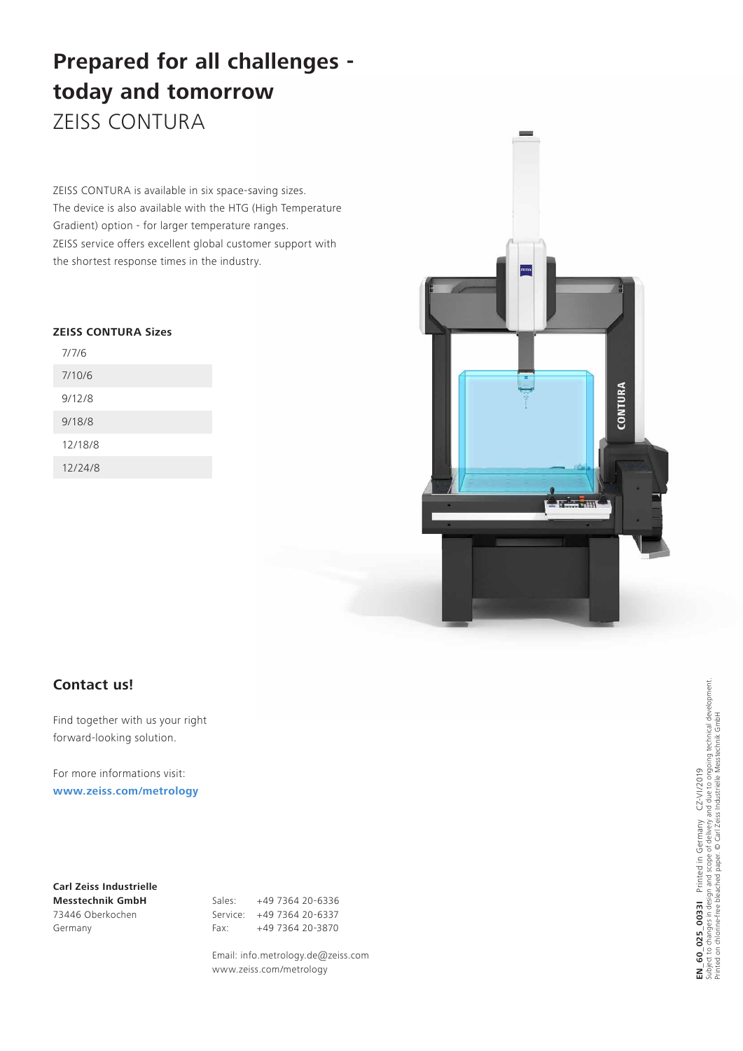# Prepared for all challenges - today and tomorrow

ZEISS CONTURA

ZEISS CONTURA is available in six space-saving sizes. The device is also available with the HTG (High Temperature Gradient) option - for larger temperature ranges. ZEISS service offers excellent global customer support with the shortest response times in the industry.

**ZEISS CONTURA Sizes**

| |
|---|
| 7/7/6 |
| 7/10/6 |
| 9/12/8 |
| 9/18/8 |
| 12/18/8 |
| 12/24/8 |

## Contact us!

Find together with us your right forward-looking solution.

For more informations visit:
**www.zeiss.com/metrology**

**Carl Zeiss Industrielle Messtechnik GmbH**
73446 Oberkochen
Germany

Sales: +49 7364 20-6336
Service: +49 7364 20-6337
Fax: +49 7364 20-3870

Email: info.metrology.de@zeiss.com
www.zeiss.com/metrology

**EN_60_025_0033I** Printed in Germany CZ-VI/2019
Subject to changes in design and scope of delivery and due to ongoing technical development.
Printed on chlorine-free bleached paper. © Carl Zeiss Industrielle Messtechnik GmbH